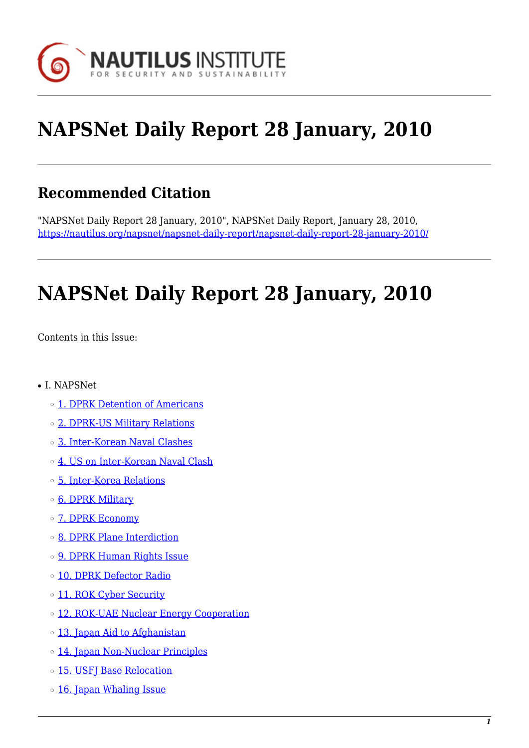# NAPSNet Daily Report 28 January, 2010

## Recommended Citation

"NAPSNet Daily Report 28 January, 2010", NAPSNet Daily Report, January 28, 2010, https://nautilus.org/napsnet/napsnet-daily-report/napsnet-daily-report-28-january-2010/

# NAPSNet Daily Report 28 January, 2010

Contents in this Issue:

- I. NAPSNet
  - 1. DPRK Detention of Americans
  - 2. DPRK-US Military Relations
  - 3. Inter-Korean Naval Clashes
  - 4. US on Inter-Korean Naval Clash
  - 5. Inter-Korea Relations
  - 6. DPRK Military
  - 7. DPRK Economy
  - 8. DPRK Plane Interdiction
  - 9. DPRK Human Rights Issue
  - 10. DPRK Defector Radio
  - 11. ROK Cyber Security
  - 12. ROK-UAE Nuclear Energy Cooperation
  - 13. Japan Aid to Afghanistan
  - 14. Japan Non-Nuclear Principles
  - 15. USFJ Base Relocation
  - 16. Japan Whaling Issue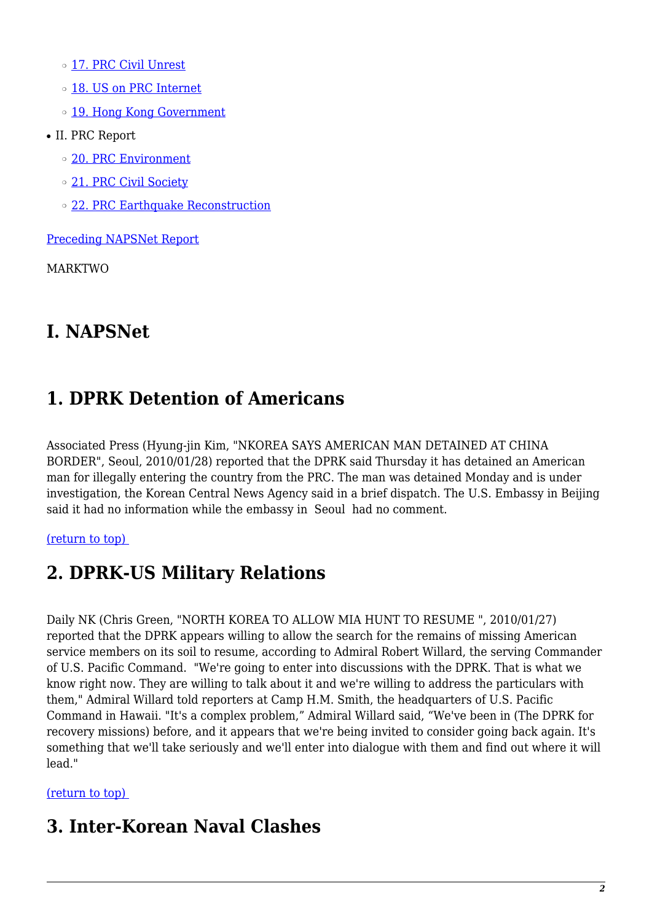- [17. PRC Civil Unrest]
  - [18. US on PRC Internet]
  - [19. Hong Kong Government]
- II. PRC Report
  - [20. PRC Environment]
  - [21. PRC Civil Society]
  - [22. PRC Earthquake Reconstruction]

[Preceding NAPSNet Report]

MARKTWO

# I. NAPSNet

## 1. DPRK Detention of Americans

Associated Press (Hyung-jin Kim, "NKOREA SAYS AMERICAN MAN DETAINED AT CHINA BORDER", Seoul, 2010/01/28) reported that the DPRK said Thursday it has detained an American man for illegally entering the country from the PRC. The man was detained Monday and is under investigation, the Korean Central News Agency said in a brief dispatch. The U.S. Embassy in Beijing said it had no information while the embassy in Seoul had no comment.

[(return to top)]

## 2. DPRK-US Military Relations

Daily NK (Chris Green, "NORTH KOREA TO ALLOW MIA HUNT TO RESUME ", 2010/01/27) reported that the DPRK appears willing to allow the search for the remains of missing American service members on its soil to resume, according to Admiral Robert Willard, the serving Commander of U.S. Pacific Command. "We're going to enter into discussions with the DPRK. That is what we know right now. They are willing to talk about it and we're willing to address the particulars with them," Admiral Willard told reporters at Camp H.M. Smith, the headquarters of U.S. Pacific Command in Hawaii. "It's a complex problem," Admiral Willard said, "We've been in (The DPRK for recovery missions) before, and it appears that we're being invited to consider going back again. It's something that we'll take seriously and we'll enter into dialogue with them and find out where it will lead."

[(return to top)]

## 3. Inter-Korean Naval Clashes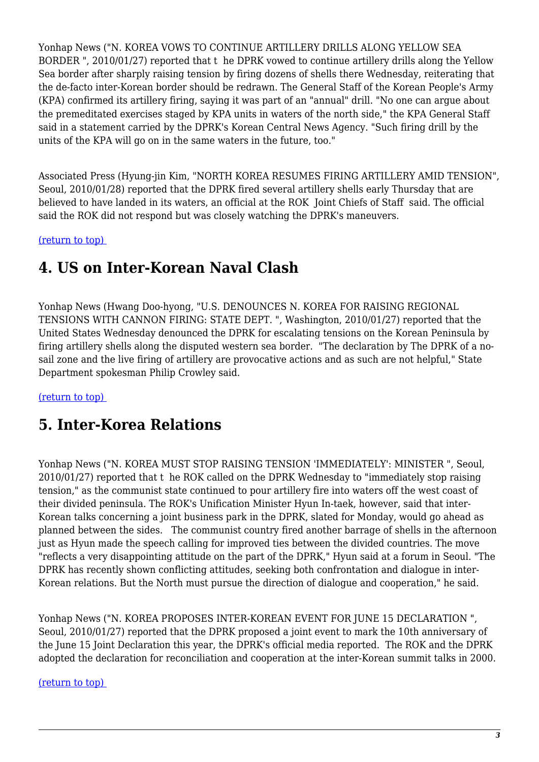Yonhap News ("N. KOREA VOWS TO CONTINUE ARTILLERY DRILLS ALONG YELLOW SEA BORDER ", 2010/01/27) reported that t he DPRK vowed to continue artillery drills along the Yellow Sea border after sharply raising tension by firing dozens of shells there Wednesday, reiterating that the de-facto inter-Korean border should be redrawn. The General Staff of the Korean People's Army (KPA) confirmed its artillery firing, saying it was part of an "annual" drill. "No one can argue about the premeditated exercises staged by KPA units in waters of the north side," the KPA General Staff said in a statement carried by the DPRK's Korean Central News Agency. "Such firing drill by the units of the KPA will go on in the same waters in the future, too."

Associated Press (Hyung-jin Kim, "NORTH KOREA RESUMES FIRING ARTILLERY AMID TENSION", Seoul, 2010/01/28) reported that the DPRK fired several artillery shells early Thursday that are believed to have landed in its waters, an official at the ROK Joint Chiefs of Staff said. The official said the ROK did not respond but was closely watching the DPRK's maneuvers.

(return to top)

## 4. US on Inter-Korean Naval Clash

Yonhap News (Hwang Doo-hyong, "U.S. DENOUNCES N. KOREA FOR RAISING REGIONAL TENSIONS WITH CANNON FIRING: STATE DEPT. ", Washington, 2010/01/27) reported that the United States Wednesday denounced the DPRK for escalating tensions on the Korean Peninsula by firing artillery shells along the disputed western sea border. "The declaration by The DPRK of a no-sail zone and the live firing of artillery are provocative actions and as such are not helpful," State Department spokesman Philip Crowley said.

(return to top)

## 5. Inter-Korea Relations

Yonhap News ("N. KOREA MUST STOP RAISING TENSION 'IMMEDIATELY': MINISTER ", Seoul, 2010/01/27) reported that t he ROK called on the DPRK Wednesday to "immediately stop raising tension," as the communist state continued to pour artillery fire into waters off the west coast of their divided peninsula. The ROK's Unification Minister Hyun In-taek, however, said that inter-Korean talks concerning a joint business park in the DPRK, slated for Monday, would go ahead as planned between the sides. The communist country fired another barrage of shells in the afternoon just as Hyun made the speech calling for improved ties between the divided countries. The move "reflects a very disappointing attitude on the part of the DPRK," Hyun said at a forum in Seoul. "The DPRK has recently shown conflicting attitudes, seeking both confrontation and dialogue in inter-Korean relations. But the North must pursue the direction of dialogue and cooperation," he said.

Yonhap News ("N. KOREA PROPOSES INTER-KOREAN EVENT FOR JUNE 15 DECLARATION ", Seoul, 2010/01/27) reported that the DPRK proposed a joint event to mark the 10th anniversary of the June 15 Joint Declaration this year, the DPRK's official media reported. The ROK and the DPRK adopted the declaration for reconciliation and cooperation at the inter-Korean summit talks in 2000.

(return to top)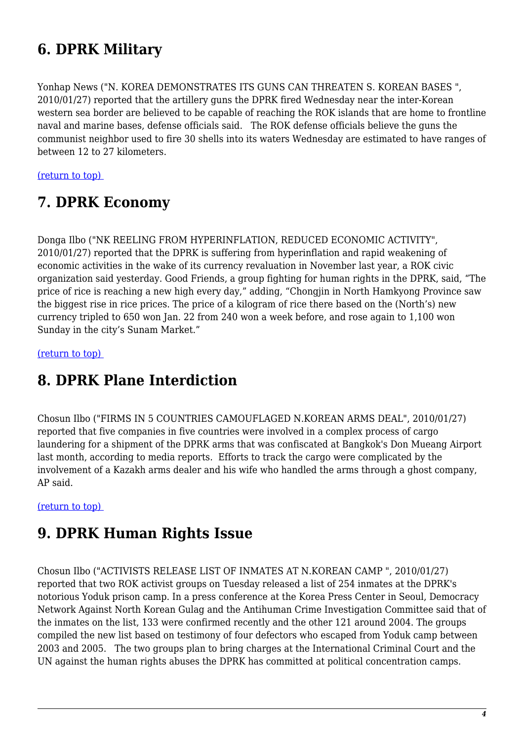## 6. DPRK Military

Yonhap News ("N. KOREA DEMONSTRATES ITS GUNS CAN THREATEN S. KOREAN BASES ", 2010/01/27) reported that the artillery guns the DPRK fired Wednesday near the inter-Korean western sea border are believed to be capable of reaching the ROK islands that are home to frontline naval and marine bases, defense officials said. The ROK defense officials believe the guns the communist neighbor used to fire 30 shells into its waters Wednesday are estimated to have ranges of between 12 to 27 kilometers.

(return to top)

## 7. DPRK Economy

Donga Ilbo ("NK REELING FROM HYPERINFLATION, REDUCED ECONOMIC ACTIVITY", 2010/01/27) reported that the DPRK is suffering from hyperinflation and rapid weakening of economic activities in the wake of its currency revaluation in November last year, a ROK civic organization said yesterday. Good Friends, a group fighting for human rights in the DPRK, said, "The price of rice is reaching a new high every day," adding, "Chongjin in North Hamkyong Province saw the biggest rise in rice prices. The price of a kilogram of rice there based on the (North's) new currency tripled to 650 won Jan. 22 from 240 won a week before, and rose again to 1,100 won Sunday in the city's Sunam Market."

(return to top)

## 8. DPRK Plane Interdiction

Chosun Ilbo ("FIRMS IN 5 COUNTRIES CAMOUFLAGED N.KOREAN ARMS DEAL", 2010/01/27) reported that five companies in five countries were involved in a complex process of cargo laundering for a shipment of the DPRK arms that was confiscated at Bangkok's Don Mueang Airport last month, according to media reports. Efforts to track the cargo were complicated by the involvement of a Kazakh arms dealer and his wife who handled the arms through a ghost company, AP said.

(return to top)

## 9. DPRK Human Rights Issue

Chosun Ilbo ("ACTIVISTS RELEASE LIST OF INMATES AT N.KOREAN CAMP ", 2010/01/27) reported that two ROK activist groups on Tuesday released a list of 254 inmates at the DPRK's notorious Yoduk prison camp. In a press conference at the Korea Press Center in Seoul, Democracy Network Against North Korean Gulag and the Antihuman Crime Investigation Committee said that of the inmates on the list, 133 were confirmed recently and the other 121 around 2004. The groups compiled the new list based on testimony of four defectors who escaped from Yoduk camp between 2003 and 2005. The two groups plan to bring charges at the International Criminal Court and the UN against the human rights abuses the DPRK has committed at political concentration camps.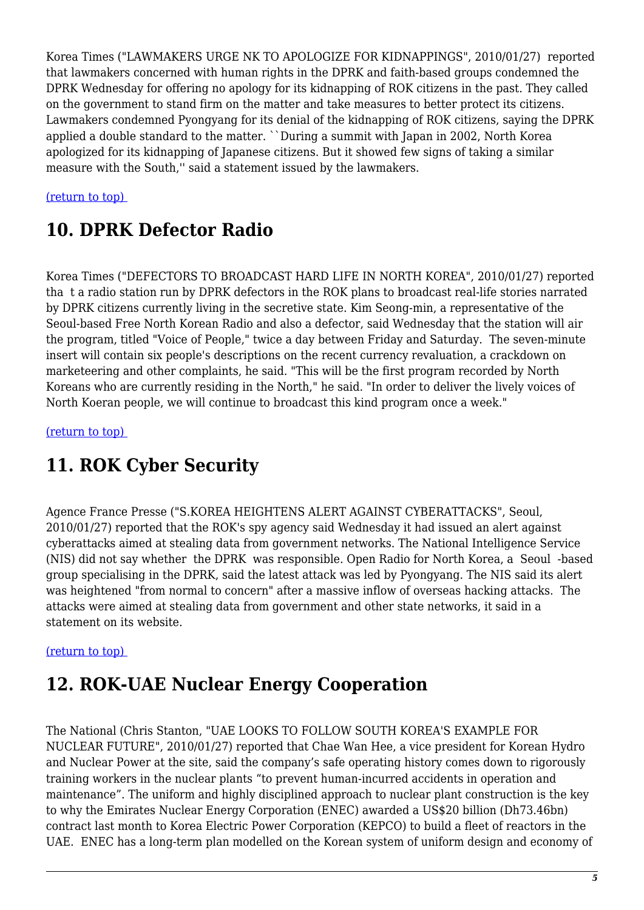Korea Times ("LAWMAKERS URGE NK TO APOLOGIZE FOR KIDNAPPINGS", 2010/01/27) reported that lawmakers concerned with human rights in the DPRK and faith-based groups condemned the DPRK Wednesday for offering no apology for its kidnapping of ROK citizens in the past. They called on the government to stand firm on the matter and take measures to better protect its citizens. Lawmakers condemned Pyongyang for its denial of the kidnapping of ROK citizens, saying the DPRK applied a double standard to the matter. ``During a summit with Japan in 2002, North Korea apologized for its kidnapping of Japanese citizens. But it showed few signs of taking a similar measure with the South,'' said a statement issued by the lawmakers.

(return to top)

## 10. DPRK Defector Radio

Korea Times ("DEFECTORS TO BROADCAST HARD LIFE IN NORTH KOREA", 2010/01/27) reported tha t a radio station run by DPRK defectors in the ROK plans to broadcast real-life stories narrated by DPRK citizens currently living in the secretive state. Kim Seong-min, a representative of the Seoul-based Free North Korean Radio and also a defector, said Wednesday that the station will air the program, titled "Voice of People," twice a day between Friday and Saturday. The seven-minute insert will contain six people's descriptions on the recent currency revaluation, a crackdown on marketeering and other complaints, he said. "This will be the first program recorded by North Koreans who are currently residing in the North," he said. "In order to deliver the lively voices of North Koeran people, we will continue to broadcast this kind program once a week."

(return to top)

## 11. ROK Cyber Security

Agence France Presse ("S.KOREA HEIGHTENS ALERT AGAINST CYBERATTACKS", Seoul, 2010/01/27) reported that the ROK's spy agency said Wednesday it had issued an alert against cyberattacks aimed at stealing data from government networks. The National Intelligence Service (NIS) did not say whether the DPRK was responsible. Open Radio for North Korea, a Seoul -based group specialising in the DPRK, said the latest attack was led by Pyongyang. The NIS said its alert was heightened "from normal to concern" after a massive inflow of overseas hacking attacks. The attacks were aimed at stealing data from government and other state networks, it said in a statement on its website.

(return to top)

## 12. ROK-UAE Nuclear Energy Cooperation

The National (Chris Stanton, "UAE LOOKS TO FOLLOW SOUTH KOREA'S EXAMPLE FOR NUCLEAR FUTURE", 2010/01/27) reported that Chae Wan Hee, a vice president for Korean Hydro and Nuclear Power at the site, said the company's safe operating history comes down to rigorously training workers in the nuclear plants "to prevent human-incurred accidents in operation and maintenance". The uniform and highly disciplined approach to nuclear plant construction is the key to why the Emirates Nuclear Energy Corporation (ENEC) awarded a US$20 billion (Dh73.46bn) contract last month to Korea Electric Power Corporation (KEPCO) to build a fleet of reactors in the UAE. ENEC has a long-term plan modelled on the Korean system of uniform design and economy of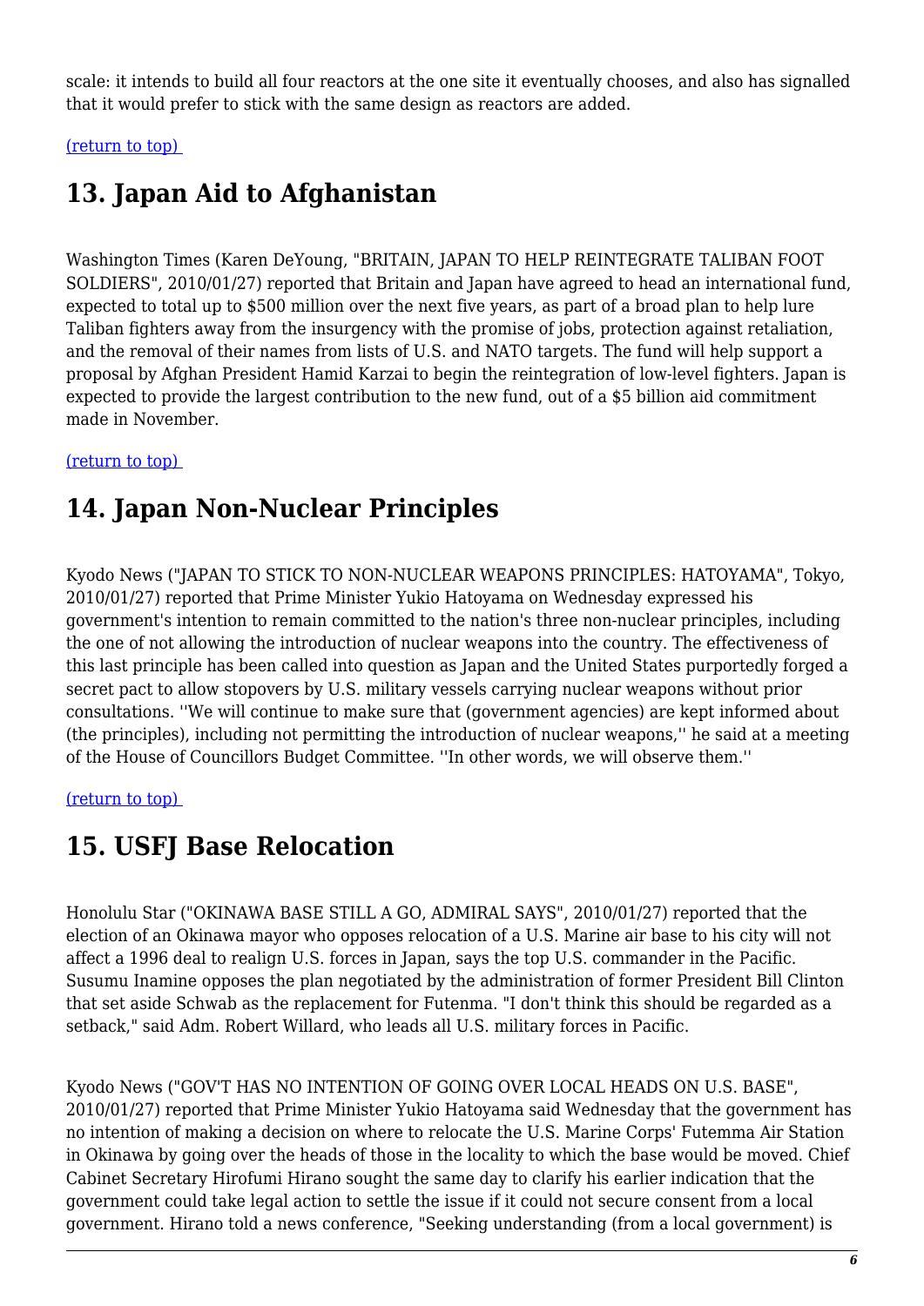scale: it intends to build all four reactors at the one site it eventually chooses, and also has signalled that it would prefer to stick with the same design as reactors are added.

[(return to top)](#top)

# 13. Japan Aid to Afghanistan

Washington Times (Karen DeYoung, "BRITAIN, JAPAN TO HELP REINTEGRATE TALIBAN FOOT SOLDIERS", 2010/01/27) reported that Britain and Japan have agreed to head an international fund, expected to total up to $500 million over the next five years, as part of a broad plan to help lure Taliban fighters away from the insurgency with the promise of jobs, protection against retaliation, and the removal of their names from lists of U.S. and NATO targets. The fund will help support a proposal by Afghan President Hamid Karzai to begin the reintegration of low-level fighters. Japan is expected to provide the largest contribution to the new fund, out of a $5 billion aid commitment made in November.

[(return to top)](#top)

# 14. Japan Non-Nuclear Principles

Kyodo News ("JAPAN TO STICK TO NON-NUCLEAR WEAPONS PRINCIPLES: HATOYAMA", Tokyo, 2010/01/27) reported that Prime Minister Yukio Hatoyama on Wednesday expressed his government's intention to remain committed to the nation's three non-nuclear principles, including the one of not allowing the introduction of nuclear weapons into the country. The effectiveness of this last principle has been called into question as Japan and the United States purportedly forged a secret pact to allow stopovers by U.S. military vessels carrying nuclear weapons without prior consultations. ''We will continue to make sure that (government agencies) are kept informed about (the principles), including not permitting the introduction of nuclear weapons,'' he said at a meeting of the House of Councillors Budget Committee. ''In other words, we will observe them.''

[(return to top)](#top)

# 15. USFJ Base Relocation

Honolulu Star ("OKINAWA BASE STILL A GO, ADMIRAL SAYS", 2010/01/27) reported that the election of an Okinawa mayor who opposes relocation of a U.S. Marine air base to his city will not affect a 1996 deal to realign U.S. forces in Japan, says the top U.S. commander in the Pacific. Susumu Inamine opposes the plan negotiated by the administration of former President Bill Clinton that set aside Schwab as the replacement for Futenma. "I don't think this should be regarded as a setback," said Adm. Robert Willard, who leads all U.S. military forces in Pacific.

Kyodo News ("GOV'T HAS NO INTENTION OF GOING OVER LOCAL HEADS ON U.S. BASE", 2010/01/27) reported that Prime Minister Yukio Hatoyama said Wednesday that the government has no intention of making a decision on where to relocate the U.S. Marine Corps' Futemma Air Station in Okinawa by going over the heads of those in the locality to which the base would be moved. Chief Cabinet Secretary Hirofumi Hirano sought the same day to clarify his earlier indication that the government could take legal action to settle the issue if it could not secure consent from a local government. Hirano told a news conference, "Seeking understanding (from a local government) is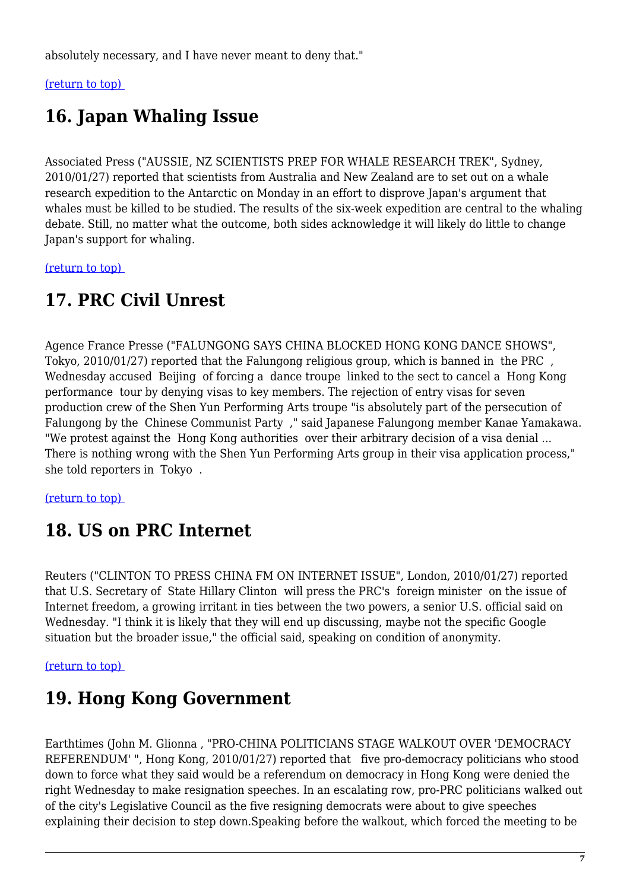absolutely necessary, and I have never meant to deny that."

(return to top)

## 16. Japan Whaling Issue

Associated Press ("AUSSIE, NZ SCIENTISTS PREP FOR WHALE RESEARCH TREK", Sydney, 2010/01/27) reported that scientists from Australia and New Zealand are to set out on a whale research expedition to the Antarctic on Monday in an effort to disprove Japan's argument that whales must be killed to be studied. The results of the six-week expedition are central to the whaling debate. Still, no matter what the outcome, both sides acknowledge it will likely do little to change Japan's support for whaling.

(return to top)

## 17. PRC Civil Unrest

Agence France Presse ("FALUNGONG SAYS CHINA BLOCKED HONG KONG DANCE SHOWS", Tokyo, 2010/01/27) reported that the Falungong religious group, which is banned in the PRC , Wednesday accused Beijing of forcing a dance troupe linked to the sect to cancel a Hong Kong performance tour by denying visas to key members. The rejection of entry visas for seven production crew of the Shen Yun Performing Arts troupe "is absolutely part of the persecution of Falungong by the Chinese Communist Party ," said Japanese Falungong member Kanae Yamakawa. "We protest against the Hong Kong authorities over their arbitrary decision of a visa denial ... There is nothing wrong with the Shen Yun Performing Arts group in their visa application process," she told reporters in Tokyo .

(return to top)

## 18. US on PRC Internet

Reuters ("CLINTON TO PRESS CHINA FM ON INTERNET ISSUE", London, 2010/01/27) reported that U.S. Secretary of State Hillary Clinton will press the PRC's foreign minister on the issue of Internet freedom, a growing irritant in ties between the two powers, a senior U.S. official said on Wednesday. "I think it is likely that they will end up discussing, maybe not the specific Google situation but the broader issue," the official said, speaking on condition of anonymity.

(return to top)

## 19. Hong Kong Government

Earthtimes (John M. Glionna , "PRO-CHINA POLITICIANS STAGE WALKOUT OVER 'DEMOCRACY REFERENDUM' ", Hong Kong, 2010/01/27) reported that five pro-democracy politicians who stood down to force what they said would be a referendum on democracy in Hong Kong were denied the right Wednesday to make resignation speeches. In an escalating row, pro-PRC politicians walked out of the city's Legislative Council as the five resigning democrats were about to give speeches explaining their decision to step down.Speaking before the walkout, which forced the meeting to be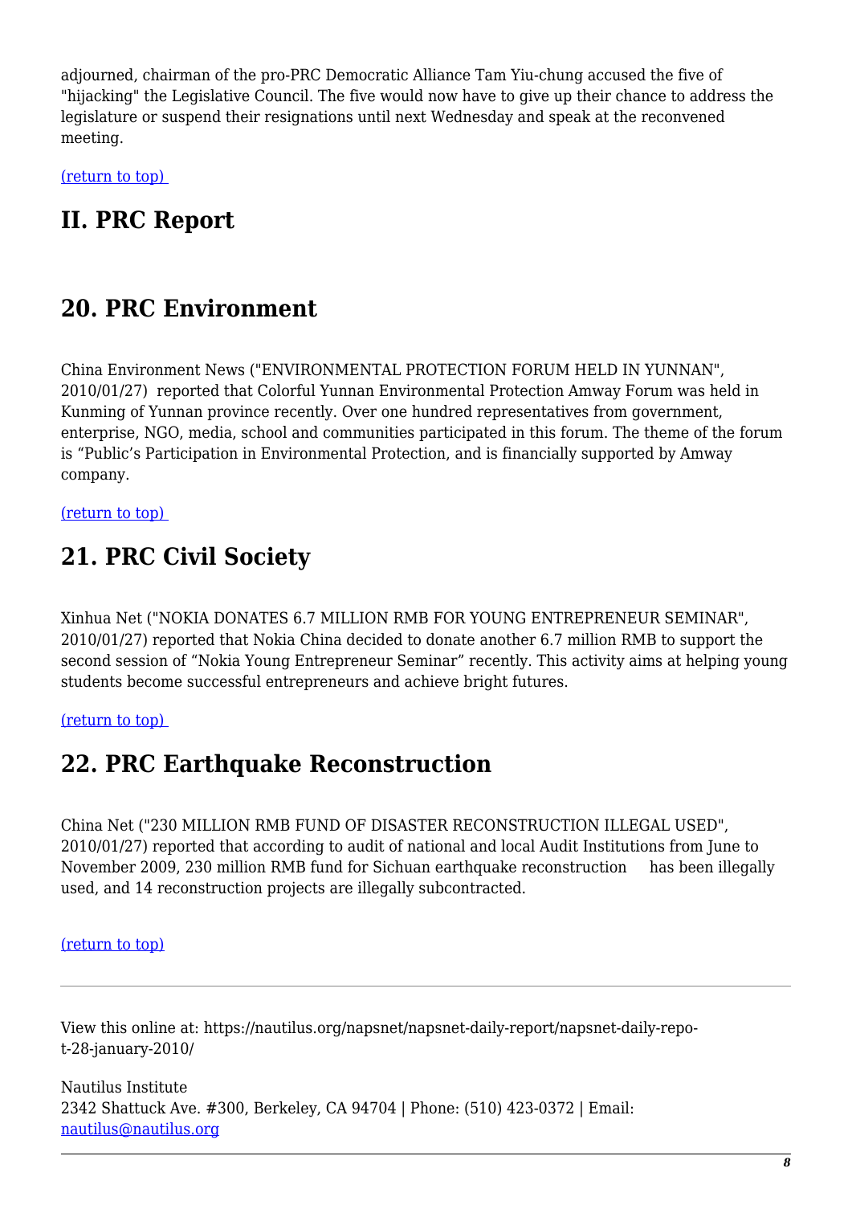adjourned, chairman of the pro-PRC Democratic Alliance Tam Yiu-chung accused the five of "hijacking" the Legislative Council. The five would now have to give up their chance to address the legislature or suspend their resignations until next Wednesday and speak at the reconvened meeting.

(return to top)

# II. PRC Report

## 20. PRC Environment

China Environment News ("ENVIRONMENTAL PROTECTION FORUM HELD IN YUNNAN", 2010/01/27) reported that Colorful Yunnan Environmental Protection Amway Forum was held in Kunming of Yunnan province recently. Over one hundred representatives from government, enterprise, NGO, media, school and communities participated in this forum. The theme of the forum is "Public's Participation in Environmental Protection, and is financially supported by Amway company.

(return to top)

## 21. PRC Civil Society

Xinhua Net ("NOKIA DONATES 6.7 MILLION RMB FOR YOUNG ENTREPRENEUR SEMINAR", 2010/01/27) reported that Nokia China decided to donate another 6.7 million RMB to support the second session of "Nokia Young Entrepreneur Seminar" recently. This activity aims at helping young students become successful entrepreneurs and achieve bright futures.

(return to top)

## 22. PRC Earthquake Reconstruction

China Net ("230 MILLION RMB FUND OF DISASTER RECONSTRUCTION ILLEGAL USED", 2010/01/27) reported that according to audit of national and local Audit Institutions from June to November 2009, 230 million RMB fund for Sichuan earthquake reconstruction has been illegally used, and 14 reconstruction projects are illegally subcontracted.

(return to top)

---

View this online at: https://nautilus.org/napsnet/napsnet-daily-report/napsnet-daily-report-28-january-2010/

Nautilus Institute
2342 Shattuck Ave. #300, Berkeley, CA 94704 | Phone: (510) 423-0372 | Email: nautilus@nautilus.org